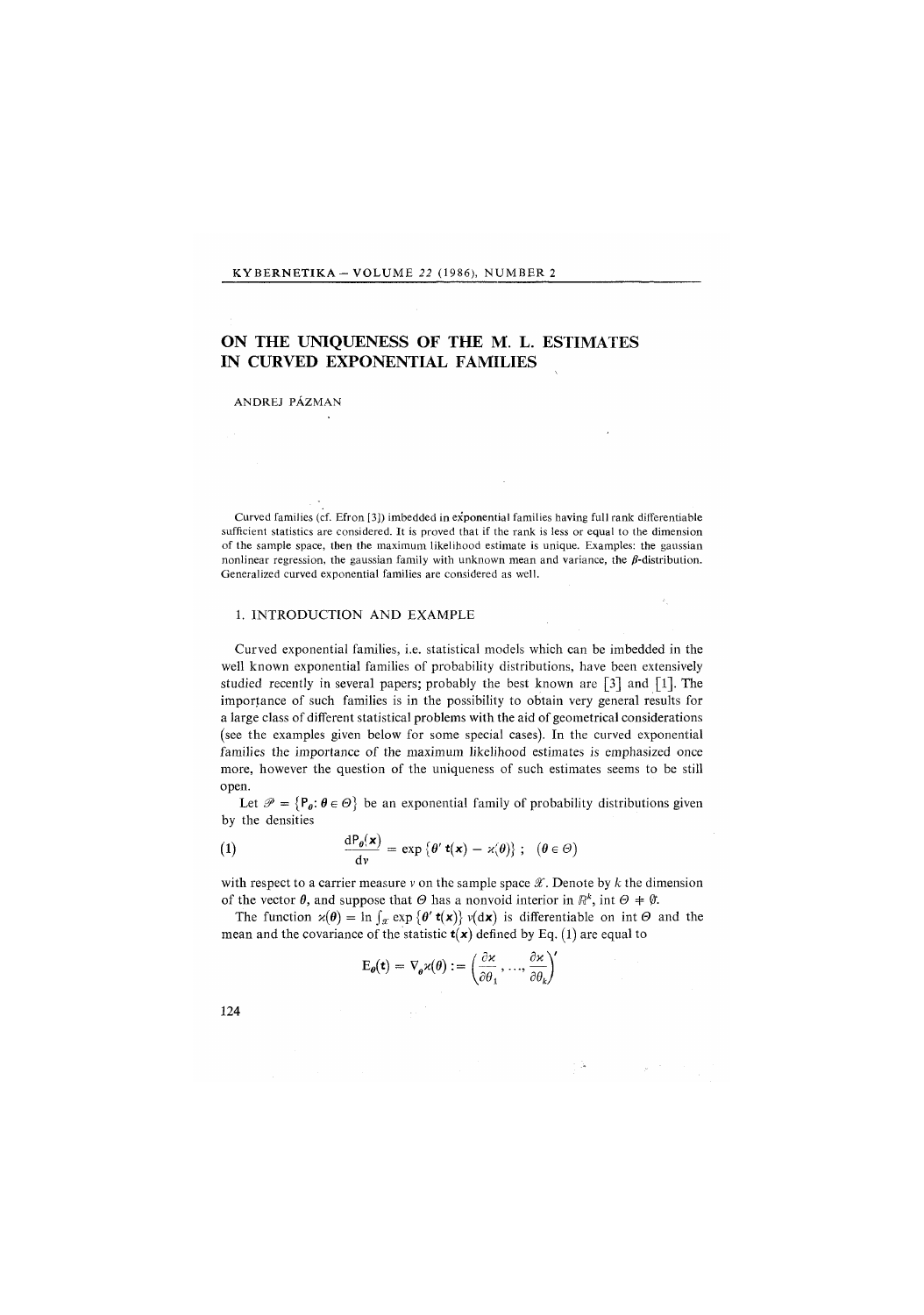# ON THE UNIQUENESS OF THE M. L. ESTIMATES IN CURVED EXPONENTIAL FAMILIES

ANDREJ PÁZMAN

Curved families (cf. Efron [3]) imbedded in exponential families having full rank differentiable sufficient statistics are considered. It is proved that if the rank is less or equal to the dimension of the sample space, then the maximum likelihood estimate is unique. Examples: the gaussian nonlinear regression, the gaussian family with unknown mean and variance, the $\beta$-distribution. Generalized curved exponential families are considered as well.

## 1. INTRODUCTION AND EXAMPLE

Curved exponential families, i.e. statistical models which can be imbedded in the well known exponential families of probability distributions, have been extensively studied recently in several papers; probably the best known are [3] and [1]. The importance of such families is in the possibility to obtain very general results for a large class of different statistical problems with the aid of geometrical considerations (see the examples given below for some special cases). In the curved exponential families the importance of the maximum likelihood estimates is emphasized once more, however the question of the uniqueness of such estimates seems to be still open.

Let $\mathscr{P} = \{\mathsf{P}_\theta : \theta \in \Theta\}$ be an exponential family of probability distributions given by the densities

$$\frac{\mathrm{d}\mathsf{P}_\theta(\mathbf{x})}{\mathrm{d}\nu} = \exp\{\theta' \, \mathbf{t}(\mathbf{x}) - \varkappa(\theta)\} \; ; \quad (\theta \in \Theta) \tag{1}$$

with respect to a carrier measure $\nu$ on the sample space $\mathscr{X}$. Denote by $k$ the dimension of the vector $\theta$, and suppose that $\Theta$ has a nonvoid interior in $\mathbb{R}^k$, $\operatorname{int} \Theta \neq \emptyset$.

The function $\varkappa(\theta) = \ln \int_{\mathscr{X}} \exp\{\theta' \, \mathbf{t}(\mathbf{x})\} \, \nu(\mathrm{d}\mathbf{x})$ is differentiable on $\operatorname{int} \Theta$ and the mean and the covariance of the statistic $\mathbf{t}(\mathbf{x})$ defined by Eq. (1) are equal to

$$\mathsf{E}_\theta(\mathbf{t}) = \nabla_\theta \varkappa(\theta) := \left(\frac{\partial \varkappa}{\partial \theta_1}, \ldots, \frac{\partial \varkappa}{\partial \theta_k}\right)'$$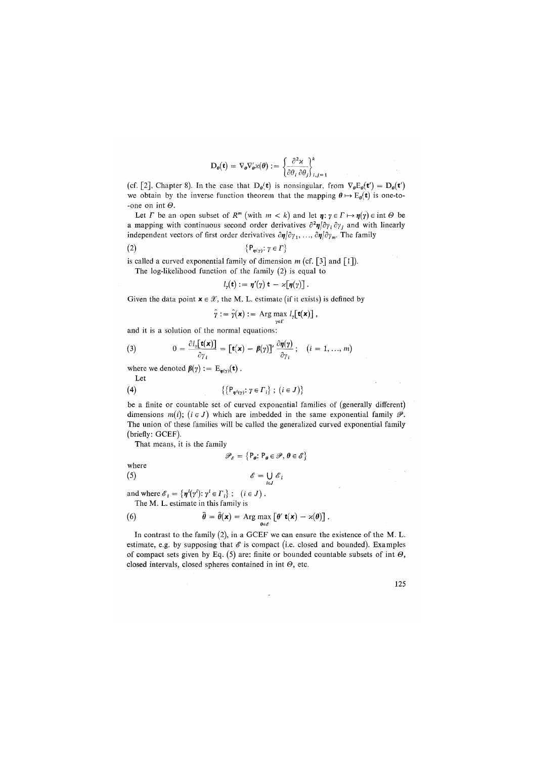$$\mathbf{D}_\theta(\mathbf{t}) = \nabla_\theta \nabla'_\theta \varkappa(\theta) := \left\{ \frac{\partial^2 \varkappa}{\partial \theta_i \, \partial \theta_j} \right\}_{i,j=1}^k$$

(cf. [2], Chapter 8). In the case that $\mathbf{D}_\theta(\mathbf{t})$ is nonsingular, from $\nabla_\theta \mathrm{E}_\theta(\mathbf{t}') = \mathbf{D}_\theta(\mathbf{t}')$ we obtain by the inverse function theorem that the mapping $\theta \mapsto \mathrm{E}_\theta(\mathbf{t})$ is one-to-one on int $\Theta$.

Let $\Gamma$ be an open subset of $R^m$ (with $m < k$) and let $\boldsymbol{\eta}: \gamma \in \Gamma \mapsto \boldsymbol{\eta}(\gamma) \in \operatorname{int} \Theta$ be a mapping with continuous second order derivatives $\partial^2 \boldsymbol{\eta} / \partial \gamma_i \, \partial \gamma_j$ and with linearly independent vectors of first order derivatives $\partial \boldsymbol{\eta} / \partial \gamma_1, \ldots, \partial \boldsymbol{\eta} / \partial \gamma_m$. The family

$$\{\mathsf{P}_{\boldsymbol{\eta}(\gamma)} : \gamma \in \Gamma\} \tag{2}$$

is called a curved exponential family of dimension $m$ (cf. [3] and [1]).

The log-likelihood function of the family (2) is equal to

$$l_\gamma(\mathbf{t}) := \boldsymbol{\eta}'(\gamma) \, \mathbf{t} - \varkappa[\boldsymbol{\eta}(\gamma)] .$$

Given the data point $\mathbf{x} \in \mathscr{X}$, the M. L. estimate (if it exists) is defined by

$$\hat{\gamma} := \hat{\gamma}(\mathbf{x}) := \operatorname*{Arg\,max}_{\gamma \in \Gamma} l_\gamma[\mathbf{t}(\mathbf{x})] ,$$

and it is a solution of the normal equations:

$$0 = \frac{\partial l_\gamma[\mathbf{t}(\mathbf{x})]}{\partial \gamma_i} = [\mathbf{t}(\mathbf{x}) - \boldsymbol{\beta}(\gamma)]' \, \frac{\partial \boldsymbol{\eta}(\gamma)}{\partial \gamma_i} ; \quad (i = 1, \ldots, m) \tag{3}$$

where we denoted $\boldsymbol{\beta}(\gamma) := \mathrm{E}_{\boldsymbol{\eta}(\gamma)}(\mathbf{t})$.

Let

$$\{\{\mathsf{P}_{\boldsymbol{\eta}^i(\gamma)} : \gamma \in \Gamma_i\} ; \ (i \in J)\} \tag{4}$$

be a finite or countable set of curved exponential families of (generally different) dimensions $m(i)$; $(i \in J)$ which are imbedded in the same exponential family $\mathscr{P}$. The union of these families will be called the generalized curved exponential family (briefly: GCEF).

That means, it is the family

$$\mathscr{P}_{\mathscr{E}} = \{\mathsf{P}_\theta : \mathsf{P}_\theta \in \mathscr{P}, \, \theta \in \mathscr{E}\}$$

where

$$\mathscr{E} = \bigcup_{i \in J} \mathscr{E}_i \tag{5}$$

and where $\mathscr{E}_i = \{\boldsymbol{\eta}^i(\gamma^i) : \gamma^i \in \Gamma_i\}$ ; $(i \in J)$.

The M. L. estimate in this family is

$$\hat{\theta} = \hat{\theta}(\mathbf{x}) = \operatorname*{Arg\,max}_{\theta \in \mathscr{E}} [\theta' \, \mathbf{t}(\mathbf{x}) - \varkappa(\theta)] . \tag{6}$$

In contrast to the family (2), in a GCEF we can ensure the existence of the M. L. estimate, e.g. by supposing that $\mathscr{E}$ is compact (i.e. closed and bounded). Examples of compact sets given by Eq. (5) are: finite or bounded countable subsets of int $\Theta$, closed intervals, closed spheres contained in int $\Theta$, etc.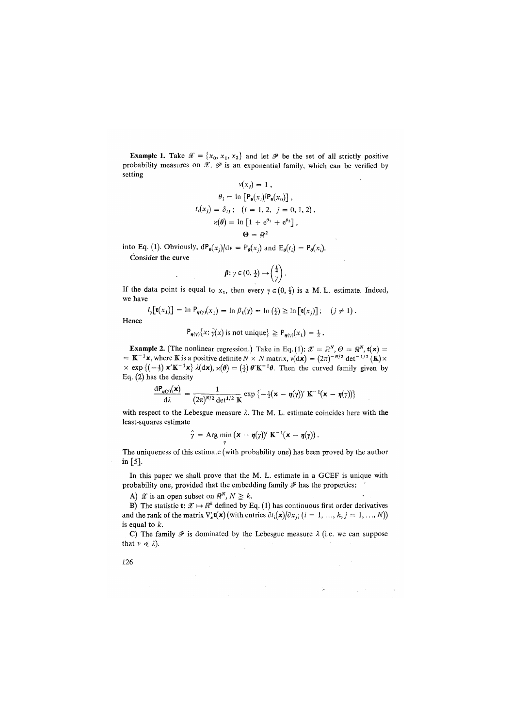**Example 1.** Take $\mathscr{X} = \{x_0, x_1, x_2\}$ and let $\mathscr{P}$ be the set of all strictly positive probability measures on $\mathscr{X}$. $\mathscr{P}$ is an exponential family, which can be verified by setting

$$\nu(x_j) = 1\,,$$

$$\theta_i = \ln \left[\mathsf{P}_\theta(x_i)/\mathsf{P}_\theta(x_0)\right],$$

$$t_i(x_j) = \delta_{ij}\,; \quad (i = 1, 2,\ j = 0, 1, 2)\,,$$

$$\varkappa(\boldsymbol{\theta}) = \ln\left[1 + \mathrm{e}^{\theta_1} + \mathrm{e}^{\theta_2}\right],$$

$$\boldsymbol{\Theta} = \mathbb{R}^2$$

into Eq. (1). Obviously, $\mathrm{d}\mathsf{P}_\theta(x_j)/\mathrm{d}\nu = \mathsf{P}_\theta(x_j)$ and $\mathrm{E}_\theta(t_i) = \mathsf{P}_\theta(x_i)$.

Consider the curve

$$\boldsymbol{\beta}: \gamma \in (0, \tfrac{1}{2}) \mapsto \begin{pmatrix} \frac{1}{2} \\ \gamma \end{pmatrix}.$$

If the data point is equal to $x_1$, then every $\gamma \in (0, \frac{1}{2})$ is a M. L. estimate. Indeed, we have

$$l_\gamma[\mathbf{t}(x_1)] = \ln \mathsf{P}_{\eta(\gamma)}(x_1) = \ln \beta_1(\gamma) = \ln(\tfrac{1}{2}) \geqq \ln[\mathbf{t}(x_j)]\,; \quad (j \neq 1)\,.$$

Hence

$$\mathsf{P}_{\eta(\gamma)}\{x: \hat{\gamma}(x) \text{ is not unique}\} \geqq \mathsf{P}_{\eta(\gamma)}(x_1) = \tfrac{1}{2}\,.$$

**Example 2.** (The nonlinear regression.) Take in Eq. (1): $\mathscr{X} = \mathbb{R}^N$, $\Theta = \mathbb{R}^N$, $\mathbf{t}(\mathbf{x}) = \mathbf{K}^{-1}\mathbf{x}$, where $\mathbf{K}$ is a positive definite $N \times N$ matrix, $\nu(\mathrm{d}\mathbf{x}) = (2\pi)^{-N/2} \det^{-1/2}(\mathbf{K}) \times \exp\{(-\frac{1}{2})\, \mathbf{x}'\mathbf{K}^{-1}\mathbf{x}\}\, \lambda(\mathrm{d}\mathbf{x})$, $\varkappa(\boldsymbol{\theta}) = (\frac{1}{2})\, \boldsymbol{\theta}'\mathbf{K}^{-1}\boldsymbol{\theta}$. Then the curved family given by Eq. (2) has the density

$$\frac{\mathrm{d}\mathsf{P}_{\eta(\gamma)}(\mathbf{x})}{\mathrm{d}\lambda} = \frac{1}{(2\pi)^{N/2} \det^{1/2} \mathbf{K}} \exp\{-\tfrac{1}{2}(\mathbf{x} - \boldsymbol{\eta}(\gamma))'\, \mathbf{K}^{-1}(\mathbf{x} - \boldsymbol{\eta}(\gamma))\}$$

with respect to the Lebesgue measure $\lambda$. The M. L. estimate coincides here with the least-squares estimate

$$\hat{\gamma} = \operatorname*{Arg\,min}_{\gamma}\, (\mathbf{x} - \boldsymbol{\eta}(\gamma))'\, \mathbf{K}^{-1}(\mathbf{x} - \boldsymbol{\eta}(\gamma))\,.$$

The uniqueness of this estimate (with probability one) has been proved by the author in [5].

In this paper we shall prove that the M. L. estimate in a GCEF is unique with probability one, provided that the embedding family $\mathscr{P}$ has the properties:

A) $\mathscr{X}$ is an open subset on $\mathbb{R}^N$, $N \geqq k$.

B) The statistic $\mathbf{t}: \mathscr{X} \mapsto \mathbb{R}^k$ defined by Eq. (1) has continuous first order derivatives and the rank of the matrix $\nabla_x' \mathbf{t}(\mathbf{x})$ (with entries $\partial t_i(\mathbf{x})/\partial x_j$; $(i = 1, \ldots, k, j = 1, \ldots, N)$) is equal to $k$.

C) The family $\mathscr{P}$ is dominated by the Lebesgue measure $\lambda$ (i.e. we can suppose that $\nu \ll \lambda$).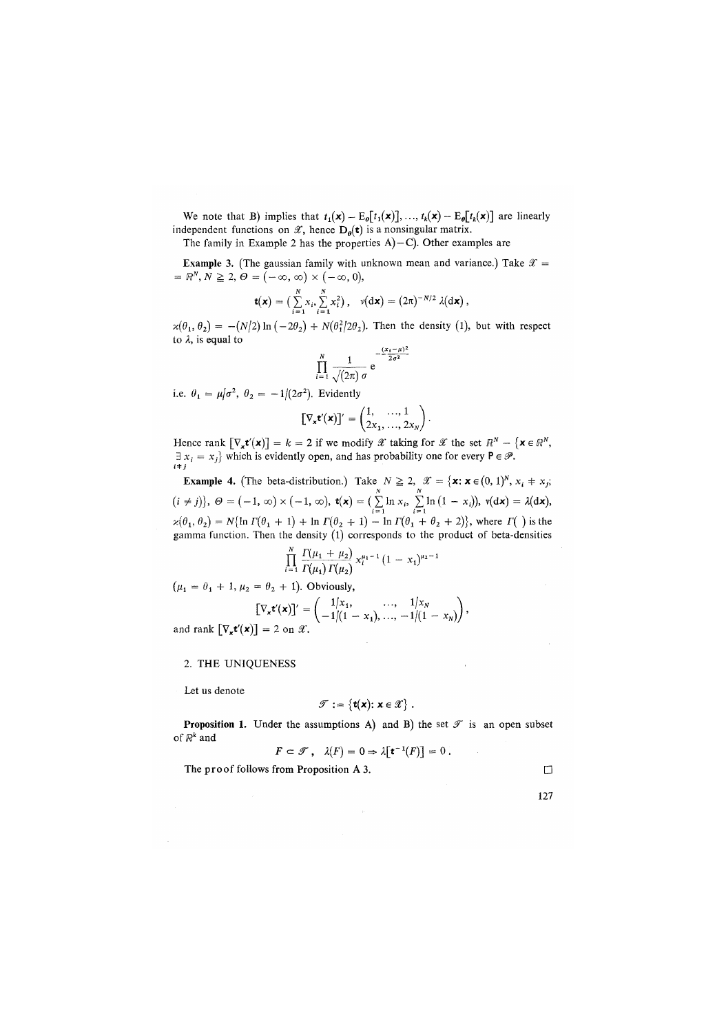We note that B) implies that $t_1(\mathbf{x}) - \mathrm{E}_\theta[t_1(\mathbf{x})], \ldots, t_k(\mathbf{x}) - \mathrm{E}_\theta[t_k(\mathbf{x})]$ are linearly independent functions on $\mathscr{X}$, hence $\mathbf{D}_\theta(\mathbf{t})$ is a nonsingular matrix.

The family in Example 2 has the properties A)–C). Other examples are

**Example 3.** (The gaussian family with unknown mean and variance.) Take $\mathscr{X} = \mathbb{R}^N$, $N \geqq 2$, $\Theta = (-\infty, \infty) \times (-\infty, 0)$,

$$\mathbf{t}(\mathbf{x}) = \left(\sum_{i=1}^N x_i, \sum_{i=1}^N x_i^2\right), \quad \nu(\mathrm{d}\mathbf{x}) = (2\pi)^{-N/2}\,\lambda(\mathrm{d}\mathbf{x}),$$

$\varkappa(\theta_1, \theta_2) = -(N/2)\ln(-2\theta_2) + N(\theta_1^2/2\theta_2)$. Then the density (1), but with respect to $\lambda$, is equal to

$$\prod_{i=1}^N \frac{1}{\sqrt{(2\pi)}\,\sigma}\,\mathrm{e}^{-\frac{(x_i-\mu)^2}{2\sigma^2}}$$

i.e. $\theta_1 = \mu/\sigma^2$, $\theta_2 = -1/(2\sigma^2)$. Evidently

$$[\nabla_x \mathbf{t}'(\mathbf{x})]' = \begin{pmatrix} 1, & \ldots, 1 \\ 2x_1, & \ldots, 2x_N \end{pmatrix}.$$

Hence rank $[\nabla_x \mathbf{t}'(\mathbf{x})] = k = 2$ if we modify $\mathscr{X}$ taking for $\mathscr{X}$ the set $\mathbb{R}^N - \{\mathbf{x} \in \mathbb{R}^N, \exists_{i \neq j}\, x_i = x_j\}$ which is evidently open, and has probability one for every $\mathsf{P} \in \mathscr{P}$.

**Example 4.** (The beta-distribution.) Take $N \geqq 2$, $\mathscr{X} = \{\mathbf{x}: \mathbf{x} \in (0, 1)^N, x_i \neq x_j; (i \neq j)\}$, $\Theta = (-1, \infty) \times (-1, \infty)$, $\mathbf{t}(\mathbf{x}) = \left(\sum_{i=1}^N \ln x_i, \sum_{i=1}^N \ln(1 - x_i)\right)$, $\nu(\mathrm{d}\mathbf{x}) = \lambda(\mathrm{d}\mathbf{x})$, $\varkappa(\theta_1, \theta_2) = N\{\ln \Gamma(\theta_1 + 1) + \ln \Gamma(\theta_2 + 1) - \ln \Gamma(\theta_1 + \theta_2 + 2)\}$, where $\Gamma(\ )$ is the gamma function. Then the density (1) corresponds to the product of beta-densities

$$\prod_{i=1}^N \frac{\Gamma(\mu_1 + \mu_2)}{\Gamma(\mu_1)\,\Gamma(\mu_2)}\, x_i^{\mu_1 - 1}(1 - x_i)^{\mu_2 - 1}$$

($\mu_1 = \theta_1 + 1$, $\mu_2 = \theta_2 + 1$). Obviously,

$$[\nabla_x \mathbf{t}'(\mathbf{x})]' = \begin{pmatrix} 1/x_1, & \ldots, & 1/x_N \\ -1/(1 - x_1), & \ldots, & -1/(1 - x_N) \end{pmatrix},$$

and rank $[\nabla_x \mathbf{t}'(\mathbf{x})] = 2$ on $\mathscr{X}$.

## 2. THE UNIQUENESS

Let us denote

$$\mathscr{T} := \{\mathbf{t}(\mathbf{x}) : \mathbf{x} \in \mathscr{X}\}.$$

**Proposition 1.** Under the assumptions A) and B) the set $\mathscr{T}$ is an open subset of $\mathbb{R}^k$ and

$$F \subset \mathscr{T}, \quad \lambda(F) = 0 \Rightarrow \lambda[\mathbf{t}^{-1}(F)] = 0.$$

The proof follows from Proposition A 3. □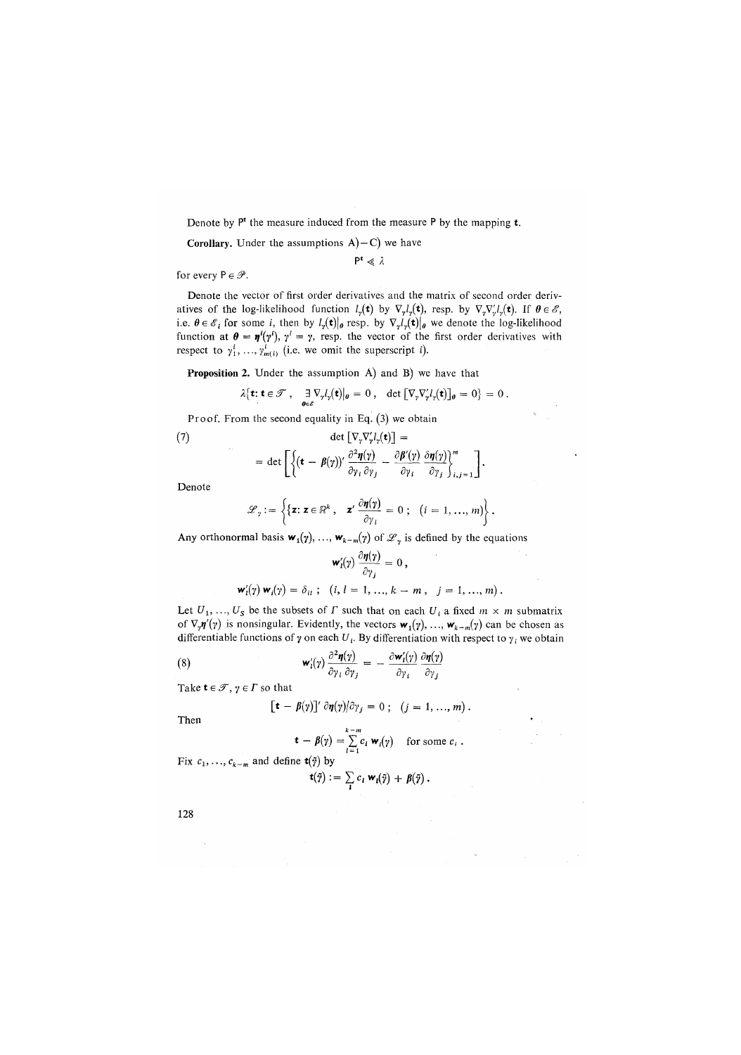Denote by $\mathsf{P}^{\mathbf{t}}$ the measure induced from the measure $\mathsf{P}$ by the mapping $\mathbf{t}$.

**Corollary.** Under the assumptions A) – C) we have

$$\mathsf{P}^{\mathbf{t}} \ll \lambda$$

for every $\mathsf{P} \in \mathscr{P}$.

Denote the vector of first order derivatives and the matrix of second order derivatives of the log-likelihood function $l_\gamma(\mathbf{t})$ by $\nabla_\gamma l_\gamma(\mathbf{t})$, resp. by $\nabla_\gamma \nabla'_\gamma l_\gamma(\mathbf{t})$. If $\boldsymbol{\theta} \in \mathscr{E}$, i.e. $\boldsymbol{\theta} \in \mathscr{E}_i$ for some $i$, then by $l_\gamma(\mathbf{t})|_{\boldsymbol{\theta}}$ resp. by $\nabla_\gamma l_\gamma(\mathbf{t})|_{\boldsymbol{\theta}}$ we denote the log-likelihood function at $\boldsymbol{\theta} = \boldsymbol{\eta}^i(\gamma^i)$, $\gamma^i = \gamma$, resp. the vector of the first order derivatives with respect to $\gamma_1^i, \ldots, \gamma_{m(i)}^i$ (i.e. we omit the superscript $i$).

**Proposition 2.** Under the assumption A) and B) we have that

$$\lambda\{\mathbf{t}: \mathbf{t} \in \mathscr{T}, \quad \underset{\boldsymbol{\theta} \in \mathscr{E}}{\exists} \nabla_\gamma l_\gamma(\mathbf{t})|_{\boldsymbol{\theta}} = 0, \quad \det[\nabla_\gamma \nabla'_\gamma l_\gamma(\mathbf{t})]_{\boldsymbol{\theta}} = 0\} = 0.$$

Proof. From the second equality in Eq. (3) we obtain

$$\det[\nabla_\gamma \nabla'_\gamma l_\gamma(\mathbf{t})] = \tag{7}$$

$$= \det\left[\left\{(\mathbf{t} - \boldsymbol{\beta}(\gamma))' \frac{\partial^2 \boldsymbol{\eta}(\gamma)}{\partial \gamma_i \partial \gamma_j} - \frac{\partial \boldsymbol{\beta}'(\gamma)}{\partial \gamma_i} \frac{\partial \boldsymbol{\eta}(\gamma)}{\partial \gamma_j}\right\}_{i,j=1}^m\right].$$

Denote

$$\mathscr{L}_\gamma := \left\{\mathbf{z}: \mathbf{z} \in \mathbb{R}^k, \quad \mathbf{z}' \frac{\partial \boldsymbol{\eta}(\gamma)}{\partial \gamma_i} = 0; \quad (i = 1, \ldots, m)\right\}.$$

Any orthonormal basis $\mathbf{w}_1(\gamma), \ldots, \mathbf{w}_{k-m}(\gamma)$ of $\mathscr{L}_\gamma$ is defined by the equations

$$\mathbf{w}'_l(\gamma) \frac{\partial \boldsymbol{\eta}(\gamma)}{\partial \gamma_j} = 0,$$

$$\mathbf{w}'_i(\gamma) \mathbf{w}_l(\gamma) = \delta_{il}; \quad (i, l = 1, \ldots, k - m, \quad j = 1, \ldots, m).$$

Let $U_1, \ldots, U_S$ be the subsets of $\Gamma$ such that on each $U_i$ a fixed $m \times m$ submatrix of $\nabla_\gamma \boldsymbol{\eta}'(\gamma)$ is nonsingular. Evidently, the vectors $\mathbf{w}_1(\gamma), \ldots, \mathbf{w}_{k-m}(\gamma)$ can be chosen as differentiable functions of $\gamma$ on each $U_i$. By differentiation with respect to $\gamma_i$ we obtain

$$\mathbf{w}'_l(\gamma) \frac{\partial^2 \boldsymbol{\eta}(\gamma)}{\partial \gamma_i \partial \gamma_j} = -\frac{\partial \mathbf{w}'_l(\gamma)}{\partial \gamma_i} \frac{\partial \boldsymbol{\eta}(\gamma)}{\partial \gamma_j} \tag{8}$$

Take $\mathbf{t} \in \mathscr{T}$, $\gamma \in \Gamma$ so that

$$[\mathbf{t} - \boldsymbol{\beta}(\gamma)]' \, \partial \boldsymbol{\eta}(\gamma)/\partial \gamma_j = 0; \quad (j = 1, \ldots, m).$$

Then

$$\mathbf{t} - \boldsymbol{\beta}(\gamma) = \sum_{l=1}^{k-m} c_l \, \mathbf{w}_l(\gamma) \quad \text{for some } c_l.$$

Fix $c_1, \ldots, c_{k-m}$ and define $\mathbf{t}(\tilde{\gamma})$ by

$$\mathbf{t}(\tilde{\gamma}) := \sum_l c_l \, \mathbf{w}_l(\tilde{\gamma}) + \boldsymbol{\beta}(\tilde{\gamma}).$$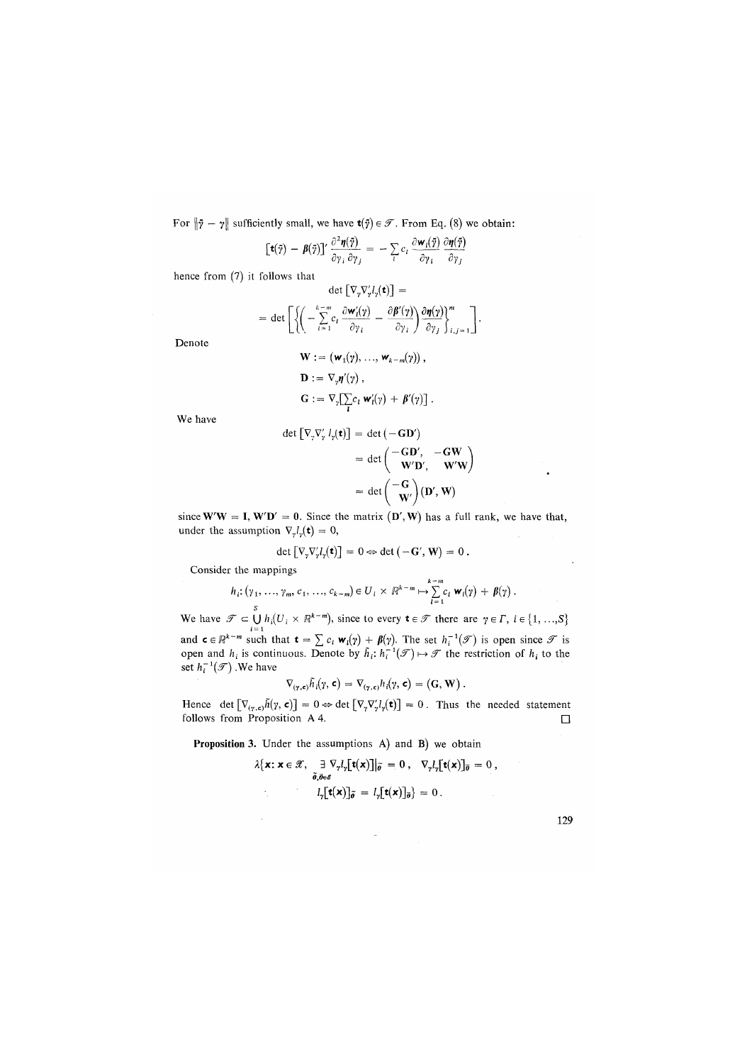For $\|\bar{\gamma} - \gamma\|$ sufficiently small, we have $\mathbf{t}(\bar{\gamma}) \in \mathscr{T}$. From Eq. (8) we obtain:

$$[\mathbf{t}(\bar{\gamma}) - \boldsymbol{\beta}(\bar{\gamma})]' \frac{\partial^2 \boldsymbol{\eta}(\bar{\gamma})}{\partial \gamma_i \, \partial \gamma_j} = -\sum_l c_l \frac{\partial \mathbf{w}_l(\bar{\gamma})}{\partial \gamma_i} \frac{\partial \boldsymbol{\eta}(\bar{\gamma})}{\partial \gamma_j}$$

hence from (7) it follows that

$$\det \left[\nabla_\gamma \nabla'_\gamma l_\gamma(\mathbf{t})\right] =$$

$$= \det \left[ \left\{ \left( -\sum_{l=1}^{k-m} c_l \frac{\partial \mathbf{w}'_l(\gamma)}{\partial \gamma_i} - \frac{\partial \boldsymbol{\beta}'(\gamma)}{\partial \gamma_i} \right) \frac{\partial \boldsymbol{\eta}(\gamma)}{\partial \gamma_j} \right\}_{i,j=1}^{m} \right].$$

Denote

$$\mathbf{W} := (\mathbf{w}_1(\gamma), \ldots, \mathbf{w}_{k-m}(\gamma)),$$

$$\mathbf{D} := \nabla_\gamma \boldsymbol{\eta}'(\gamma),$$

$$\mathbf{G} := \nabla_\gamma \left[\sum_l c_l \, \mathbf{w}'_l(\gamma) + \boldsymbol{\beta}'(\gamma)\right].$$

We have

$$\det \left[\nabla_\gamma \nabla'_\gamma l_\gamma(\mathbf{t})\right] = \det(-\mathbf{G}\mathbf{D}')$$

$$= \det \begin{pmatrix} -\mathbf{G}\mathbf{D}', & -\mathbf{G}\mathbf{W} \\ \mathbf{W}'\mathbf{D}', & \mathbf{W}'\mathbf{W} \end{pmatrix}$$

$$= \det \begin{pmatrix} -\mathbf{G} \\ \mathbf{W}' \end{pmatrix} (\mathbf{D}', \mathbf{W})$$

since $\mathbf{W}'\mathbf{W} = \mathbf{I}$, $\mathbf{W}'\mathbf{D}' = \mathbf{0}$. Since the matrix $(\mathbf{D}', \mathbf{W})$ has a full rank, we have that, under the assumption $\nabla_\gamma l_\gamma(\mathbf{t}) = 0$,

$$\det \left[\nabla_\gamma \nabla'_\gamma l_\gamma(\mathbf{t})\right] = 0 \Leftrightarrow \det(-\mathbf{G}', \mathbf{W}) = 0.$$

Consider the mappings

$$h_i : (\gamma_1, \ldots, \gamma_m, c_1, \ldots, c_{k-m}) \in U_i \times \mathbb{R}^{k-m} \mapsto \sum_{l=1}^{k-m} c_l \, \mathbf{w}_l(\gamma) + \boldsymbol{\beta}(\gamma).$$

We have $\mathscr{T} \subset \bigcup_{i=1}^{S} h_i(U_i \times \mathbb{R}^{k-m})$, since to every $\mathbf{t} \in \mathscr{T}$ there are $\gamma \in \Gamma$, $i \in \{1, \ldots, S\}$ and $\mathbf{c} \in \mathbb{R}^{k-m}$ such that $\mathbf{t} = \sum c_l \, \mathbf{w}_l(\gamma) + \boldsymbol{\beta}(\gamma)$. The set $h_i^{-1}(\mathscr{T})$ is open since $\mathscr{T}$ is open and $h_i$ is continuous. Denote by $\bar{h}_i : h_i^{-1}(\mathscr{T}) \mapsto \mathscr{T}$ the restriction of $h_i$ to the set $h_i^{-1}(\mathscr{T})$. We have

$$\nabla_{(\gamma, \mathbf{c})} \bar{h}_i(\gamma, \mathbf{c}) = \nabla_{(\gamma, \mathbf{c})} h_i(\gamma, \mathbf{c}) = (\mathbf{G}, \mathbf{W}).$$

Hence $\det \left[\nabla_{(\gamma, \mathbf{c})} \bar{h}(\gamma, \mathbf{c})\right] = 0 \Leftrightarrow \det \left[\nabla_\gamma \nabla'_\gamma l_\gamma(\mathbf{t})\right] = 0$. Thus the needed statement follows from Proposition A 4. $\square$

**Proposition 3.** Under the assumptions A) and B) we obtain

$$\lambda\{\mathbf{x} : \mathbf{x} \in \mathscr{X}, \ \exists_{\bar{\theta}, \theta \in \mathscr{E}} \nabla_\gamma l_\gamma[\mathbf{t}(\mathbf{x})]|_{\bar{\theta}} = \mathbf{0}, \ \nabla_\gamma l_\gamma[\mathbf{t}(\mathbf{x})]_\theta = 0,$$

$$l_\gamma[\mathbf{t}(\mathbf{x})]_{\bar{\theta}} = l_\gamma[\mathbf{t}(\mathbf{x})]_\theta\} = 0.$$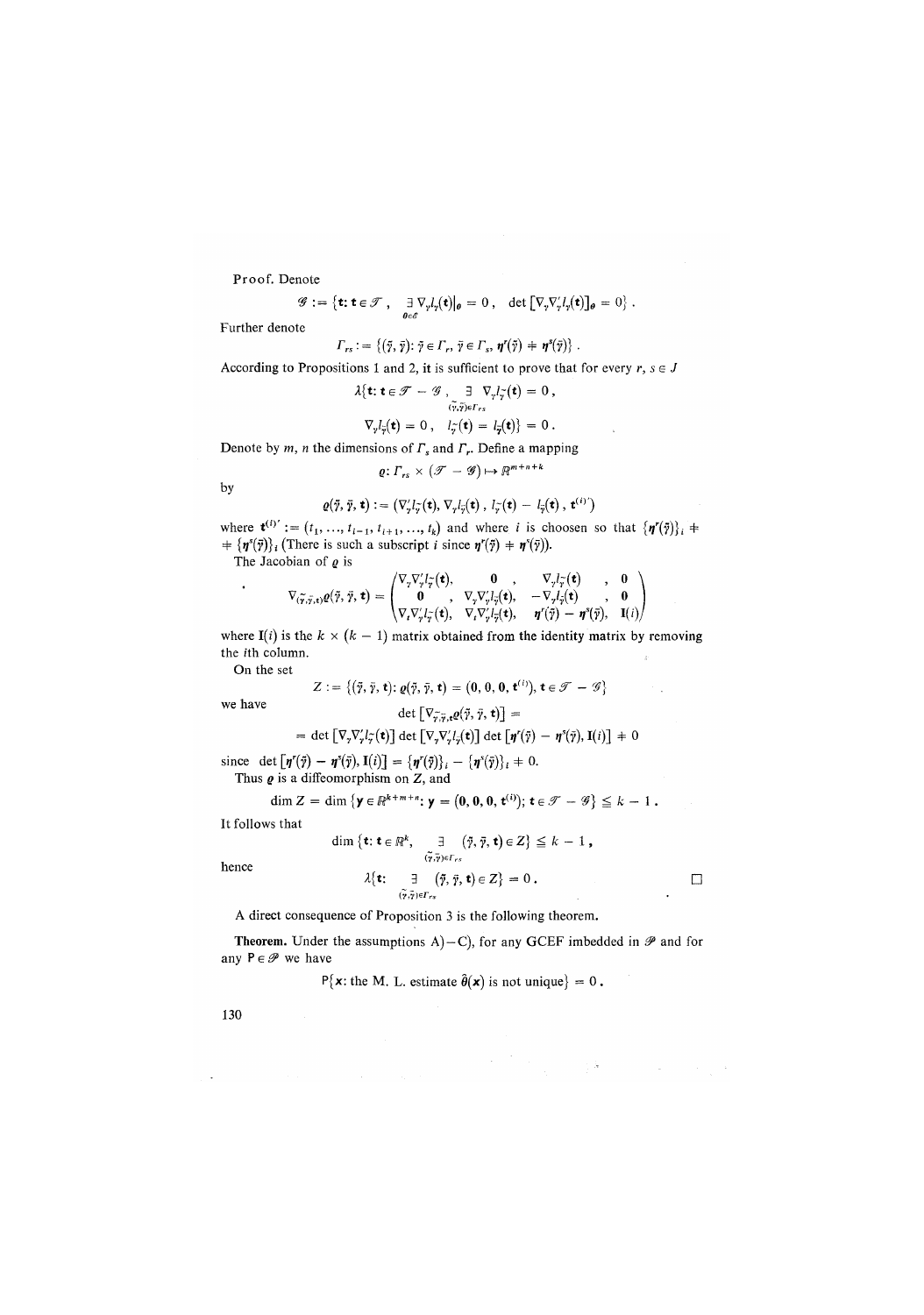Proof. Denote

$$\mathscr{G} := \{\mathbf{t}: \mathbf{t} \in \mathscr{T}, \ \exists_{\theta \in \mathscr{E}} \nabla_\gamma l_\gamma(\mathbf{t})|_\theta = 0, \ \det[\nabla_\gamma \nabla_\gamma' l_\gamma(\mathbf{t})]_\theta = 0\}.$$

Further denote

$$\Gamma_{rs} := \{(\tilde{\gamma}, \bar{\gamma}): \tilde{\gamma} \in \Gamma_r, \bar{\gamma} \in \Gamma_s, \boldsymbol{\eta}^r(\tilde{\gamma}) \neq \boldsymbol{\eta}^s(\bar{\gamma})\}.$$

According to Propositions 1 and 2, it is sufficient to prove that for every $r, s \in J$

$$\lambda\{\mathbf{t}: \mathbf{t} \in \mathscr{T} - \mathscr{G}, \ \exists_{(\tilde{\gamma}, \bar{\gamma}) \in \Gamma_{rs}} \nabla_\gamma l_{\tilde{\gamma}}(\mathbf{t}) = 0,$$

$$\nabla_\gamma l_{\bar{\gamma}}(\mathbf{t}) = 0, \ l_{\tilde{\gamma}}(\mathbf{t}) = l_{\bar{\gamma}}(\mathbf{t})\} = 0.$$

Denote by $m$, $n$ the dimensions of $\Gamma_s$ and $\Gamma_r$. Define a mapping

$$\varrho: \Gamma_{rs} \times (\mathscr{T} - \mathscr{G}) \mapsto \mathbb{R}^{m+n+k}$$

by

$$\varrho(\tilde{\gamma}, \bar{\gamma}, \mathbf{t}) := (\nabla_\gamma' l_{\tilde{\gamma}}(\mathbf{t}), \nabla_\gamma l_{\bar{\gamma}}(\mathbf{t}), l_{\tilde{\gamma}}(\mathbf{t}) - l_{\bar{\gamma}}(\mathbf{t}), \mathbf{t}^{(i)'})$$

where $\mathbf{t}^{(i)'} := (t_1, \ldots, t_{i-1}, t_{i+1}, \ldots, t_k)$ and where $i$ is choosen so that $\{\boldsymbol{\eta}^r(\tilde{\gamma})\}_i \neq \{\boldsymbol{\eta}^s(\bar{\gamma})\}_i$ (There is such a subscript $i$ since $\boldsymbol{\eta}^r(\tilde{\gamma}) \neq \boldsymbol{\eta}^s(\bar{\gamma})$).

The Jacobian of $\varrho$ is

$$\nabla_{(\tilde{\gamma}, \bar{\gamma}, \mathbf{t})} \varrho(\tilde{\gamma}, \bar{\gamma}, \mathbf{t}) = \begin{pmatrix} \nabla_\gamma \nabla_\gamma' l_{\tilde{\gamma}}(\mathbf{t}), & \mathbf{0}, & \nabla_\gamma l_{\tilde{\gamma}}(\mathbf{t}), & \mathbf{0} \\ \mathbf{0}, & \nabla_\gamma \nabla_\gamma' l_{\bar{\gamma}}(\mathbf{t}), & -\nabla_\gamma l_{\bar{\gamma}}(\mathbf{t}), & \mathbf{0} \\ \nabla_t \nabla_\gamma' l_{\tilde{\gamma}}(\mathbf{t}), & \nabla_t \nabla_\gamma' l_{\bar{\gamma}}(\mathbf{t}), & \boldsymbol{\eta}^r(\tilde{\gamma}) - \boldsymbol{\eta}^s(\bar{\gamma}), & \mathbf{I}(i) \end{pmatrix}$$

where $\mathbf{I}(i)$ is the $k \times (k-1)$ matrix obtained from the identity matrix by removing the $i$th column.

On the set

$$Z := \{(\tilde{\gamma}, \bar{\gamma}, \mathbf{t}): \varrho(\tilde{\gamma}, \bar{\gamma}, \mathbf{t}) = (\mathbf{0}, 0, 0, \mathbf{t}^{(i)}), \mathbf{t} \in \mathscr{T} - \mathscr{G}\}$$

we have

$$\det[\nabla_{\tilde{\gamma}, \bar{\gamma}, \mathbf{t}} \varrho(\tilde{\gamma}, \bar{\gamma}, \mathbf{t})] =$$

$$= \det[\nabla_\gamma \nabla_\gamma' l_{\tilde{\gamma}}(\mathbf{t})] \det[\nabla_\gamma \nabla_\gamma' l_{\bar{\gamma}}(\mathbf{t})] \det[\boldsymbol{\eta}^r(\tilde{\gamma}) - \boldsymbol{\eta}^s(\bar{\gamma}), \mathbf{I}(i)] \neq 0$$

since $\det[\boldsymbol{\eta}^r(\tilde{\gamma}) - \boldsymbol{\eta}^s(\bar{\gamma}), \mathbf{I}(i)] = \{\boldsymbol{\eta}^r(\tilde{\gamma})\}_i - \{\boldsymbol{\eta}^s(\bar{\gamma})\}_i \neq 0$.

Thus $\varrho$ is a diffeomorphism on $Z$, and

$$\dim Z = \dim\{\mathbf{y} \in \mathbb{R}^{k+m+n}: \mathbf{y} = (\mathbf{0}, 0, 0, \mathbf{t}^{(i)}); \mathbf{t} \in \mathscr{T} - \mathscr{G}\} \leq k - 1.$$

It follows that

$$\dim\{\mathbf{t}: \mathbf{t} \in \mathbb{R}^k, \ \exists_{(\tilde{\gamma}, \bar{\gamma}) \in \Gamma_{rs}} (\tilde{\gamma}, \bar{\gamma}, \mathbf{t}) \in Z\} \leq k - 1,$$

hence

$$\lambda\{\mathbf{t}: \ \exists_{(\tilde{\gamma}, \bar{\gamma}) \in \Gamma_{rs}} (\tilde{\gamma}, \bar{\gamma}, \mathbf{t}) \in Z\} = 0. \qquad \square$$

A direct consequence of Proposition 3 is the following theorem.

**Theorem.** Under the assumptions A) – C), for any GCEF imbedded in $\mathscr{P}$ and for any $\mathsf{P} \in \mathscr{P}$ we have

$$\mathsf{P}\{\mathbf{x}: \text{the M. L. estimate } \hat{\theta}(\mathbf{x}) \text{ is not unique}\} = 0.$$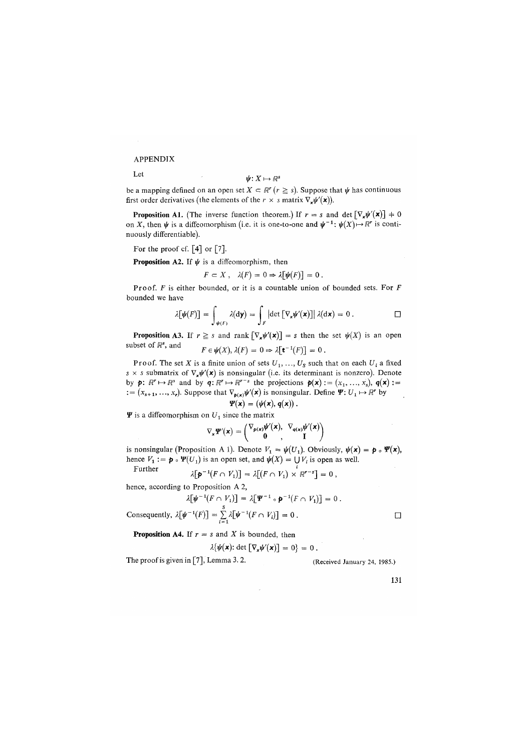# APPENDIX

Let

$$\psi: X \mapsto \mathbb{R}^s$$

be a mapping defined on an open set $X \subset \mathbb{R}^r$ $(r \geq s)$. Suppose that $\psi$ has continuous first order derivatives (the elements of the $r \times s$ matrix $\nabla_x \psi'(\mathbf{x})$).

**Proposition A1.** (The inverse function theorem.) If $r = s$ and $\det [\nabla_x \psi'(\mathbf{x})] \neq 0$ on $X$, then $\psi$ is a diffeomorphism (i.e. it is one-to-one and $\psi^{-1}: \psi(X) \mapsto \mathbb{R}^r$ is continuously differentiable).

For the proof cf. [4] or [7].

**Proposition A2.** If $\psi$ is a diffeomorphism, then

$$F \subset X\,, \quad \lambda(F) = 0 \Rightarrow \lambda[\psi(F)] = 0\,.$$

Proof. $F$ is either bounded, or it is a countable union of bounded sets. For $F$ bounded we have

$$\lambda[\psi(F)] = \int_{\psi(F)} \lambda(\mathrm{d}\mathbf{y}) = \int_F |\det [\nabla_x \psi'(\mathbf{x})]|\, \lambda(\mathrm{d}\mathbf{x}) = 0\,. \qquad \square$$

**Proposition A3.** If $r \geq s$ and $\operatorname{rank} [\nabla_x \psi'(\mathbf{x})] = s$ then the set $\psi(X)$ is an open subset of $\mathbb{R}^s$, and

$$F \in \psi(X),\, \lambda(F) = 0 \Rightarrow \lambda[\mathbf{t}^{-1}(F)] = 0\,.$$

Proof. The set $X$ is a finite union of sets $U_1, \ldots, U_S$ such that on each $U_i$ a fixed $s \times s$ submatrix of $\nabla_x \psi'(\mathbf{x})$ is nonsingular (i.e. its determinant is nonzero). Denote by $\mathbf{p}: \mathbb{R}^r \mapsto \mathbb{R}^s$ and by $\mathbf{q}: \mathbb{R}^r \mapsto \mathbb{R}^{r-s}$ the projections $\mathbf{p}(\mathbf{x}) := (x_1, \ldots, x_s)$, $\mathbf{q}(\mathbf{x}) := (x_{s+1}, \ldots, x_r)$. Suppose that $\nabla_{\mathbf{p}(\mathbf{x})} \psi'(\mathbf{x})$ is nonsingular. Define $\Psi: U_1 \mapsto \mathbb{R}^r$ by

$$\Psi(\mathbf{x}) = (\psi(\mathbf{x}), \mathbf{q}(\mathbf{x}))\,.$$

$\Psi$ is a diffeomorphism on $U_1$ since the matrix

$$\nabla_x \Psi'(\mathbf{x}) = \begin{pmatrix} \nabla_{\mathbf{p}(\mathbf{x})} \psi'(\mathbf{x}), & \nabla_{\mathbf{q}(\mathbf{x})} \psi'(\mathbf{x}) \\ \mathbf{0}\quad, & \mathbf{I} \end{pmatrix}$$

is nonsingular (Proposition A 1). Denote $V_1 = \psi(U_1)$. Obviously, $\psi(\mathbf{x}) = \mathbf{p} \circ \Psi(\mathbf{x})$, hence $V_1 := \mathbf{p} \circ \Psi(U_1)$ is an open set, and $\psi(X) = \bigcup_i V_i$ is open as well.

Further

$$\lambda[\mathbf{p}^{-1}(F \cap V_1)] = \lambda[(F \cap V_1) \times \mathbb{R}^{r-s}] = 0\,,$$

hence, according to Proposition A 2,

$$\lambda[\psi^{-1}(F \cap V_1)] = \lambda[\Psi^{-1} \circ \mathbf{p}^{-1}(F \cap V_1)] = 0\,.$$

Consequently, $\lambda[\psi^{-1}(F)] = \sum_{i=1}^{S} \lambda[\psi^{-1}(F \cap V_i)] = 0\,.$ $\square$

**Proposition A4.** If $r = s$ and $X$ is bounded, then

$$\lambda\{\psi(\mathbf{x}): \det [\nabla_x \psi'(\mathbf{x})] = 0\} = 0\,.$$

The proof is given in [7], Lemma 3. 2.

(Received January 24, 1985.)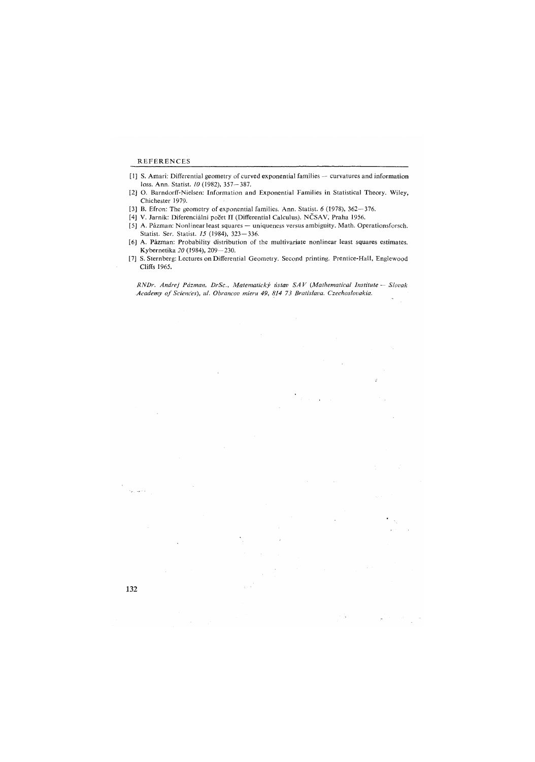## REFERENCES

[1] S. Amari: Differential geometry of curved exponential families — curvatures and information loss. Ann. Statist. *10* (1982), 357–387.

[2] O. Barndorff-Nielsen: Information and Exponential Families in Statistical Theory. Wiley, Chichester 1979.

[3] B. Efron: The geometry of exponential families. Ann. Statist. *6* (1978), 362–376.

[4] V. Jarník: Diferenciální počet II (Differential Calculus). NČSAV, Praha 1956.

[5] A. Pázman: Nonlinear least squares — uniqueness versus ambiguity. Math. Operationsforsch. Statist. Ser. Statist. *15* (1984), 323–336.

[6] A. Pázman: Probability distribution of the multivariate nonlinear least squares estimates. Kybernetika *20* (1984), 209–230.

[7] S. Sternberg: Lectures on Differential Geometry. Second printing. Prentice-Hall, Englewood Cliffs 1965.

*RNDr. Andrej Pázman, DrSc., Matematický ústav SAV (Mathematical Institute — Slovak Academy of Sciences), ul. Obrancov mieru 49, 814 73 Bratislava. Czechoslovakia.*